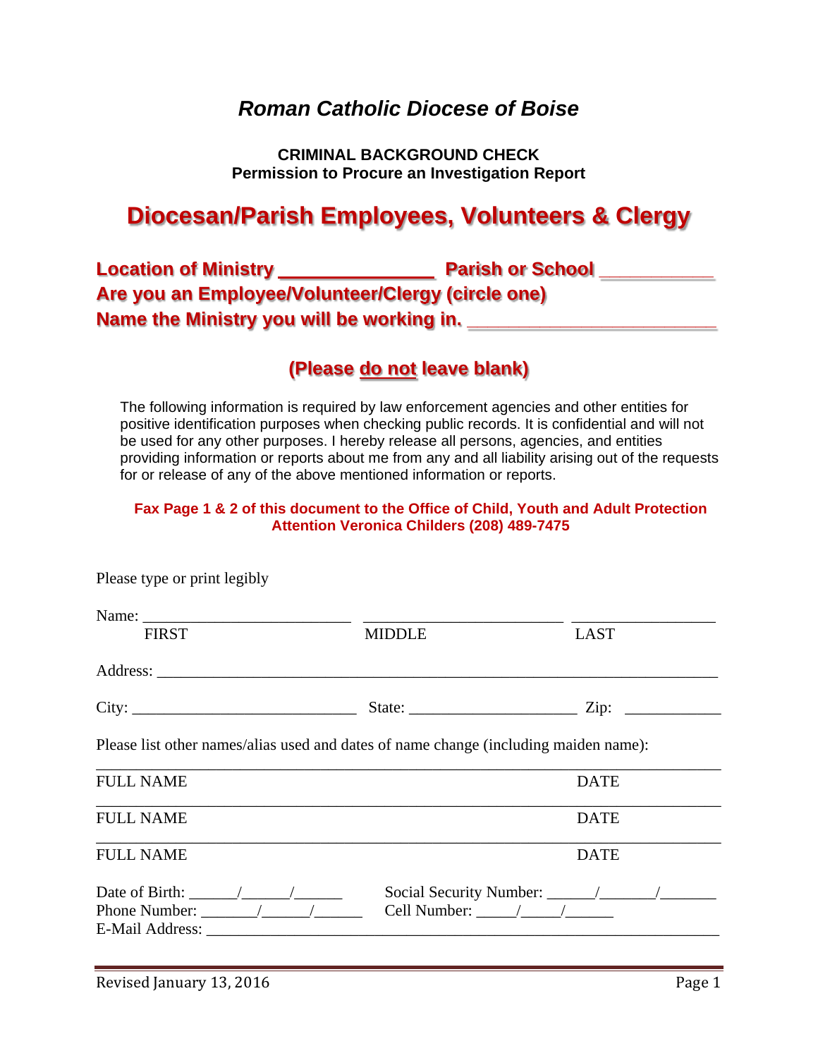# *Roman Catholic Diocese of Boise*

**CRIMINAL BACKGROUND CHECK**
**Permission to Procure an Investigation Report**

## Diocesan/Parish Employees, Volunteers & Clergy

**Location of Ministry ______________ Parish or School __________**
**Are you an Employee/Volunteer/Clergy (circle one)**
**Name the Ministry you will be working in. ______________________**

**(Please do not leave blank)**

The following information is required by law enforcement agencies and other entities for positive identification purposes when checking public records. It is confidential and will not be used for any other purposes. I hereby release all persons, agencies, and entities providing information or reports about me from any and all liability arising out of the requests for or release of any of the above mentioned information or reports.

**Fax Page 1 & 2 of this document to the Office of Child, Youth and Adult Protection Attention Veronica Childers (208) 489-7475**

Please type or print legibly

Name: _________________________ _________________________ _________________
FIRST MIDDLE LAST

Address: _____________________________________________________________________

City: ____________________________ State: _____________________ Zip: ____________

Please list other names/alias used and dates of name change (including maiden name):

_____________________________________________________________________________
FULL NAME DATE

_____________________________________________________________________________
FULL NAME DATE

_____________________________________________________________________________
FULL NAME DATE

Date of Birth: ______/______/______ Social Security Number: ______/_______/_______
Phone Number: _______/______/______ Cell Number: _____/_____/______
E-Mail Address: _______________________________________________________________

Revised January 13, 2016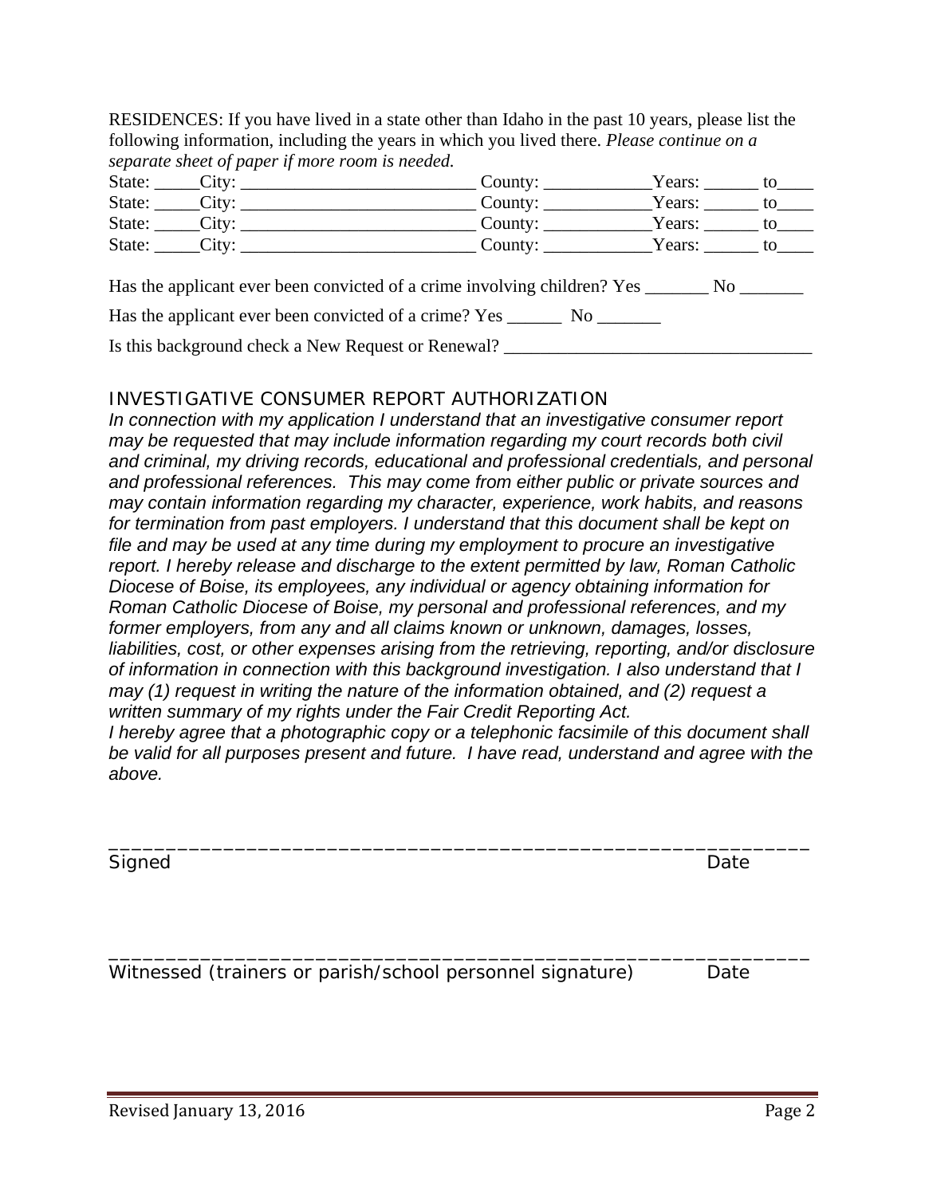RESIDENCES: If you have lived in a state other than Idaho in the past 10 years, please list the following information, including the years in which you lived there. *Please continue on a separate sheet of paper if more room is needed.*

State: _____City: __________________________ County: ____________Years: ______ to____
State: _____City: __________________________ County: ____________Years: ______ to____
State: _____City: __________________________ County: ____________Years: ______ to____
State: _____City: __________________________ County: ____________Years: ______ to____

Has the applicant ever been convicted of a crime involving children? Yes _______ No _______

Has the applicant ever been convicted of a crime? Yes ______ No _______

Is this background check a New Request or Renewal? _________________________________

## INVESTIGATIVE CONSUMER REPORT AUTHORIZATION

*In connection with my application I understand that an investigative consumer report may be requested that may include information regarding my court records both civil and criminal, my driving records, educational and professional credentials, and personal and professional references. This may come from either public or private sources and may contain information regarding my character, experience, work habits, and reasons for termination from past employers. I understand that this document shall be kept on file and may be used at any time during my employment to procure an investigative report. I hereby release and discharge to the extent permitted by law, Roman Catholic Diocese of Boise, its employees, any individual or agency obtaining information for Roman Catholic Diocese of Boise, my personal and professional references, and my former employers, from any and all claims known or unknown, damages, losses, liabilities, cost, or other expenses arising from the retrieving, reporting, and/or disclosure of information in connection with this background investigation. I also understand that I may (1) request in writing the nature of the information obtained, and (2) request a written summary of my rights under the Fair Credit Reporting Act.*
*I hereby agree that a photographic copy or a telephonic facsimile of this document shall be valid for all purposes present and future. I have read, understand and agree with the above.*

_____________________________________________________________
Signed Date

_____________________________________________________________
Witnessed (trainers or parish/school personnel signature) Date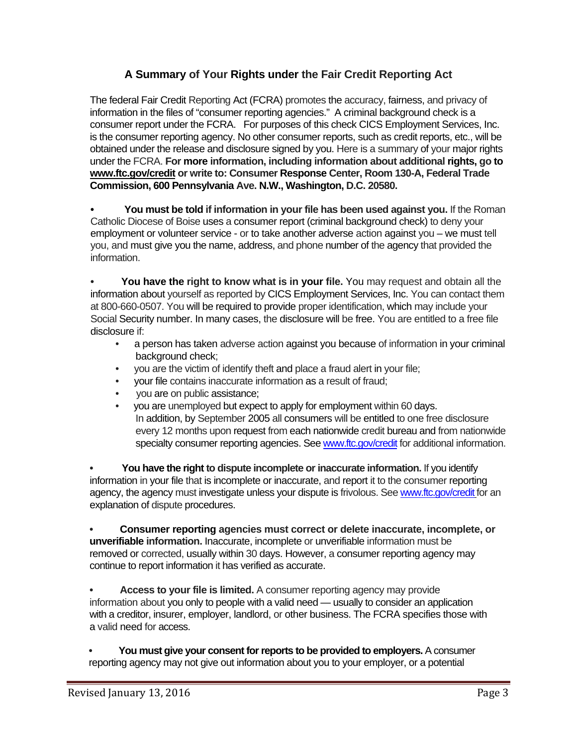## A Summary of Your Rights under the Fair Credit Reporting Act

The federal Fair Credit Reporting Act (FCRA) promotes the accuracy, fairness, and privacy of information in the files of "consumer reporting agencies." A criminal background check is a consumer report under the FCRA. For purposes of this check CICS Employment Services, Inc. is the consumer reporting agency. No other consumer reports, such as credit reports, etc., will be obtained under the release and disclosure signed by you. Here is a summary of your major rights under the FCRA. **For more information, including information about additional rights, go to [www.ftc.gov/credit](www.ftc.gov/credit) or write to: Consumer Response Center, Room 130-A, Federal Trade Commission, 600 Pennsylvania Ave. N.W., Washington, D.C. 20580.**

- **You must be told if information in your file has been used against you.** If the Roman Catholic Diocese of Boise uses a consumer report (criminal background check) to deny your employment or volunteer service - or to take another adverse action against you – we must tell you, and must give you the name, address, and phone number of the agency that provided the information.

- **You have the right to know what is in your file.** You may request and obtain all the information about yourself as reported by CICS Employment Services, Inc. You can contact them at 800-660-0507. You will be required to provide proper identification, which may include your Social Security number. In many cases, the disclosure will be free. You are entitled to a free file disclosure if:
  - a person has taken adverse action against you because of information in your criminal background check;
  - you are the victim of identify theft and place a fraud alert in your file;
  - your file contains inaccurate information as a result of fraud;
  - you are on public assistance;
  - you are unemployed but expect to apply for employment within 60 days.

  In addition, by September 2005 all consumers will be entitled to one free disclosure every 12 months upon request from each nationwide credit bureau and from nationwide specialty consumer reporting agencies. See [www.ftc.gov/credit](www.ftc.gov/credit) for additional information.

- **You have the right to dispute incomplete or inaccurate information.** If you identify information in your file that is incomplete or inaccurate, and report it to the consumer reporting agency, the agency must investigate unless your dispute is frivolous. See [www.ftc.gov/credit](www.ftc.gov/credit) for an explanation of dispute procedures.

- **Consumer reporting agencies must correct or delete inaccurate, incomplete, or unverifiable information.** Inaccurate, incomplete or unverifiable information must be removed or corrected, usually within 30 days. However, a consumer reporting agency may continue to report information it has verified as accurate.

- **Access to your file is limited.** A consumer reporting agency may provide information about you only to people with a valid need — usually to consider an application with a creditor, insurer, employer, landlord, or other business. The FCRA specifies those with a valid need for access.

- **You must give your consent for reports to be provided to employers.** A consumer reporting agency may not give out information about you to your employer, or a potential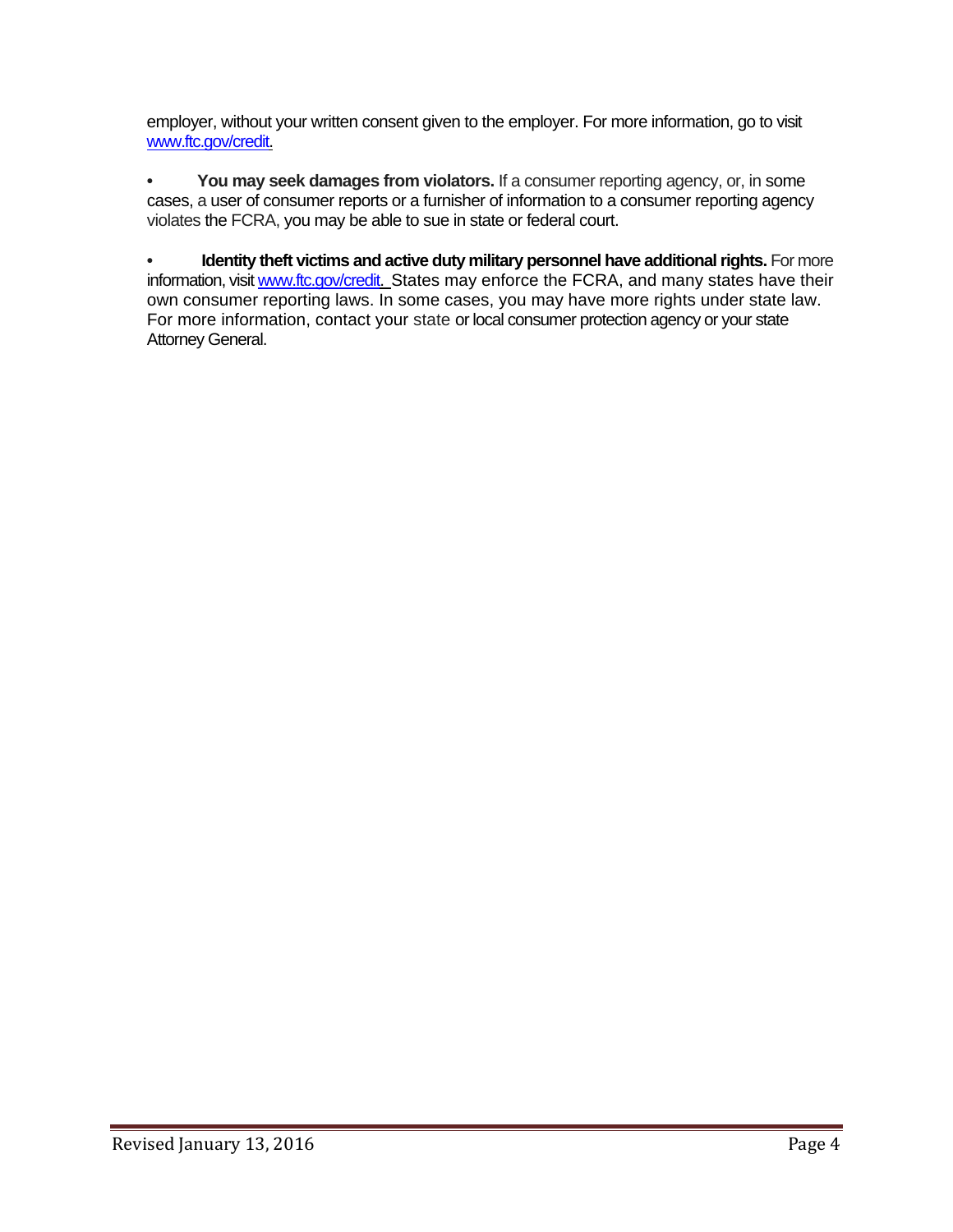employer, without your written consent given to the employer. For more information, go to visit www.ftc.gov/credit.

- **You may seek damages from violators.** If a consumer reporting agency, or, in some cases, a user of consumer reports or a furnisher of information to a consumer reporting agency violates the FCRA, you may be able to sue in state or federal court.

- **Identity theft victims and active duty military personnel have additional rights.** For more information, visit www.ftc.gov/credit. States may enforce the FCRA, and many states have their own consumer reporting laws. In some cases, you may have more rights under state law. For more information, contact your state or local consumer protection agency or your state Attorney General.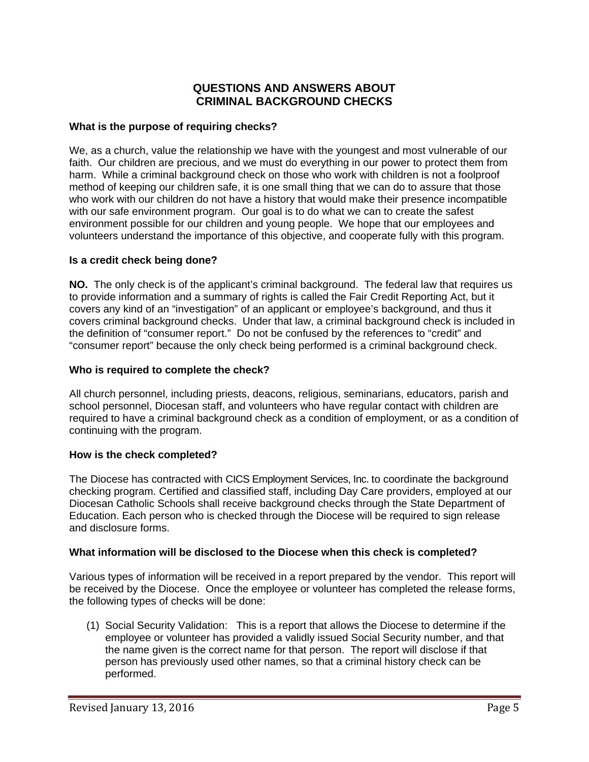# QUESTIONS AND ANSWERS ABOUT CRIMINAL BACKGROUND CHECKS

**What is the purpose of requiring checks?**

We, as a church, value the relationship we have with the youngest and most vulnerable of our faith. Our children are precious, and we must do everything in our power to protect them from harm. While a criminal background check on those who work with children is not a foolproof method of keeping our children safe, it is one small thing that we can do to assure that those who work with our children do not have a history that would make their presence incompatible with our safe environment program. Our goal is to do what we can to create the safest environment possible for our children and young people. We hope that our employees and volunteers understand the importance of this objective, and cooperate fully with this program.

**Is a credit check being done?**

**NO.** The only check is of the applicant's criminal background. The federal law that requires us to provide information and a summary of rights is called the Fair Credit Reporting Act, but it covers any kind of an "investigation" of an applicant or employee's background, and thus it covers criminal background checks. Under that law, a criminal background check is included in the definition of "consumer report." Do not be confused by the references to "credit" and "consumer report" because the only check being performed is a criminal background check.

**Who is required to complete the check?**

All church personnel, including priests, deacons, religious, seminarians, educators, parish and school personnel, Diocesan staff, and volunteers who have regular contact with children are required to have a criminal background check as a condition of employment, or as a condition of continuing with the program.

**How is the check completed?**

The Diocese has contracted with CICS Employment Services, Inc. to coordinate the background checking program. Certified and classified staff, including Day Care providers, employed at our Diocesan Catholic Schools shall receive background checks through the State Department of Education. Each person who is checked through the Diocese will be required to sign release and disclosure forms.

**What information will be disclosed to the Diocese when this check is completed?**

Various types of information will be received in a report prepared by the vendor. This report will be received by the Diocese. Once the employee or volunteer has completed the release forms, the following types of checks will be done:

(1) Social Security Validation: This is a report that allows the Diocese to determine if the employee or volunteer has provided a validly issued Social Security number, and that the name given is the correct name for that person. The report will disclose if that person has previously used other names, so that a criminal history check can be performed.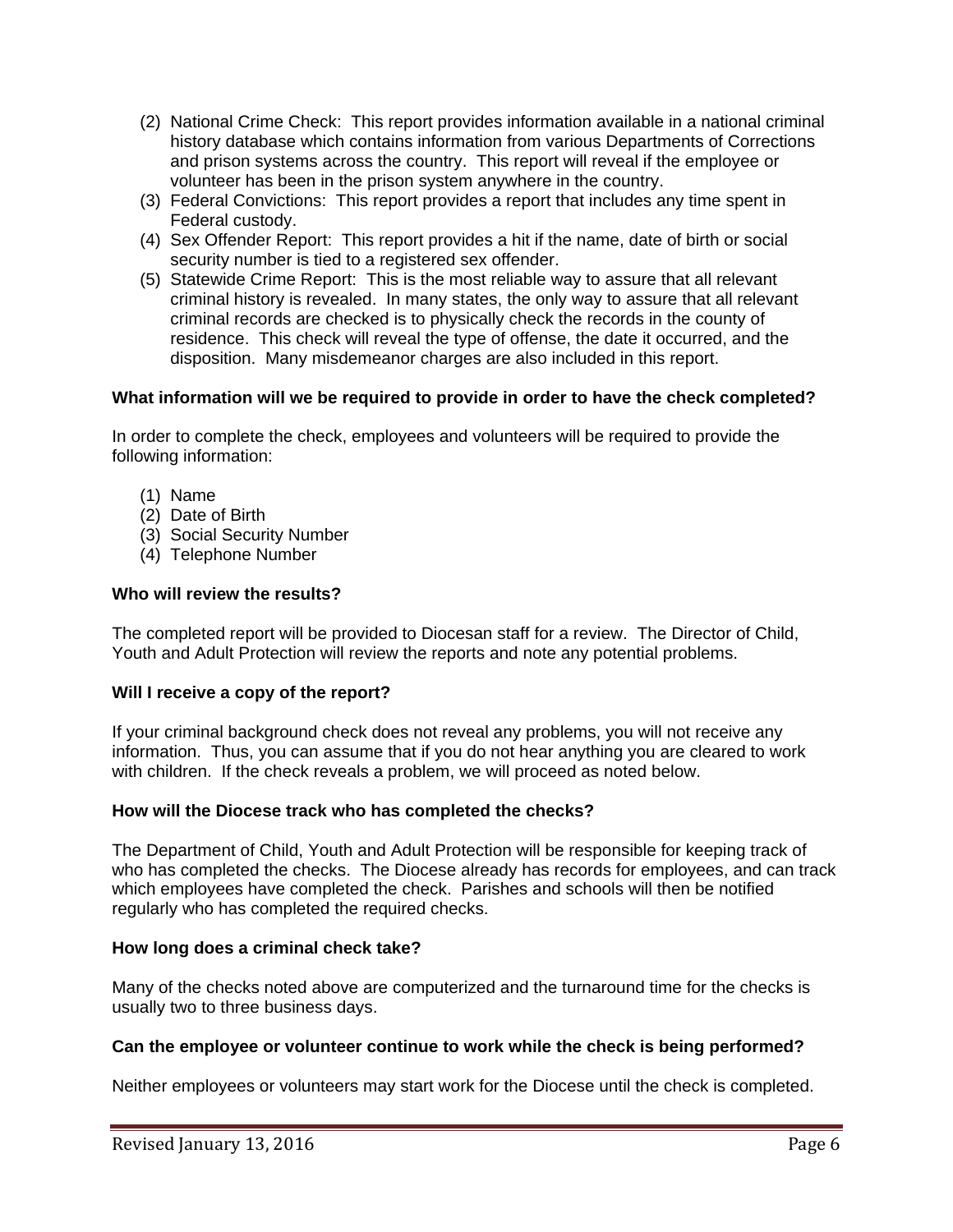(2) National Crime Check: This report provides information available in a national criminal history database which contains information from various Departments of Corrections and prison systems across the country. This report will reveal if the employee or volunteer has been in the prison system anywhere in the country.
(3) Federal Convictions: This report provides a report that includes any time spent in Federal custody.
(4) Sex Offender Report: This report provides a hit if the name, date of birth or social security number is tied to a registered sex offender.
(5) Statewide Crime Report: This is the most reliable way to assure that all relevant criminal history is revealed. In many states, the only way to assure that all relevant criminal records are checked is to physically check the records in the county of residence. This check will reveal the type of offense, the date it occurred, and the disposition. Many misdemeanor charges are also included in this report.

**What information will we be required to provide in order to have the check completed?**

In order to complete the check, employees and volunteers will be required to provide the following information:

(1) Name
(2) Date of Birth
(3) Social Security Number
(4) Telephone Number

**Who will review the results?**

The completed report will be provided to Diocesan staff for a review. The Director of Child, Youth and Adult Protection will review the reports and note any potential problems.

**Will I receive a copy of the report?**

If your criminal background check does not reveal any problems, you will not receive any information. Thus, you can assume that if you do not hear anything you are cleared to work with children. If the check reveals a problem, we will proceed as noted below.

**How will the Diocese track who has completed the checks?**

The Department of Child, Youth and Adult Protection will be responsible for keeping track of who has completed the checks. The Diocese already has records for employees, and can track which employees have completed the check. Parishes and schools will then be notified regularly who has completed the required checks.

**How long does a criminal check take?**

Many of the checks noted above are computerized and the turnaround time for the checks is usually two to three business days.

**Can the employee or volunteer continue to work while the check is being performed?**

Neither employees or volunteers may start work for the Diocese until the check is completed.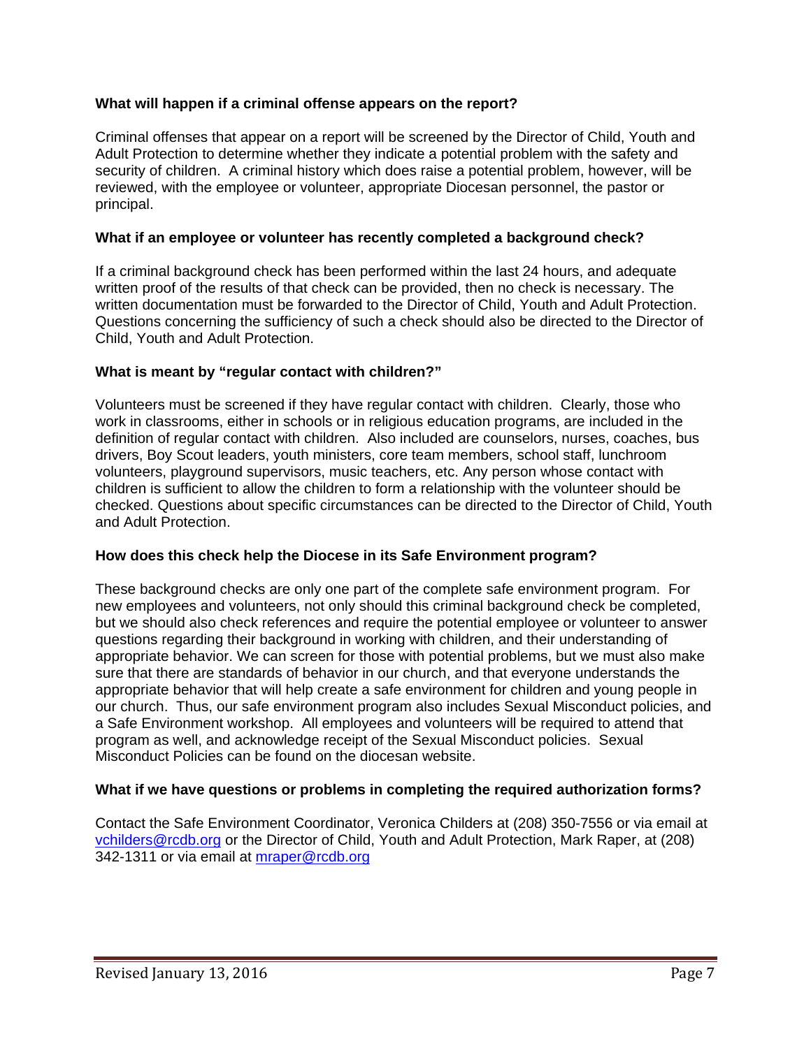**What will happen if a criminal offense appears on the report?**

Criminal offenses that appear on a report will be screened by the Director of Child, Youth and Adult Protection to determine whether they indicate a potential problem with the safety and security of children. A criminal history which does raise a potential problem, however, will be reviewed, with the employee or volunteer, appropriate Diocesan personnel, the pastor or principal.

**What if an employee or volunteer has recently completed a background check?**

If a criminal background check has been performed within the last 24 hours, and adequate written proof of the results of that check can be provided, then no check is necessary. The written documentation must be forwarded to the Director of Child, Youth and Adult Protection. Questions concerning the sufficiency of such a check should also be directed to the Director of Child, Youth and Adult Protection.

**What is meant by "regular contact with children?"**

Volunteers must be screened if they have regular contact with children. Clearly, those who work in classrooms, either in schools or in religious education programs, are included in the definition of regular contact with children. Also included are counselors, nurses, coaches, bus drivers, Boy Scout leaders, youth ministers, core team members, school staff, lunchroom volunteers, playground supervisors, music teachers, etc. Any person whose contact with children is sufficient to allow the children to form a relationship with the volunteer should be checked. Questions about specific circumstances can be directed to the Director of Child, Youth and Adult Protection.

**How does this check help the Diocese in its Safe Environment program?**

These background checks are only one part of the complete safe environment program. For new employees and volunteers, not only should this criminal background check be completed, but we should also check references and require the potential employee or volunteer to answer questions regarding their background in working with children, and their understanding of appropriate behavior. We can screen for those with potential problems, but we must also make sure that there are standards of behavior in our church, and that everyone understands the appropriate behavior that will help create a safe environment for children and young people in our church. Thus, our safe environment program also includes Sexual Misconduct policies, and a Safe Environment workshop. All employees and volunteers will be required to attend that program as well, and acknowledge receipt of the Sexual Misconduct policies. Sexual Misconduct Policies can be found on the diocesan website.

**What if we have questions or problems in completing the required authorization forms?**

Contact the Safe Environment Coordinator, Veronica Childers at (208) 350-7556 or via email at vchilders@rcdb.org or the Director of Child, Youth and Adult Protection, Mark Raper, at (208) 342-1311 or via email at mraper@rcdb.org

Revised January 13, 2016